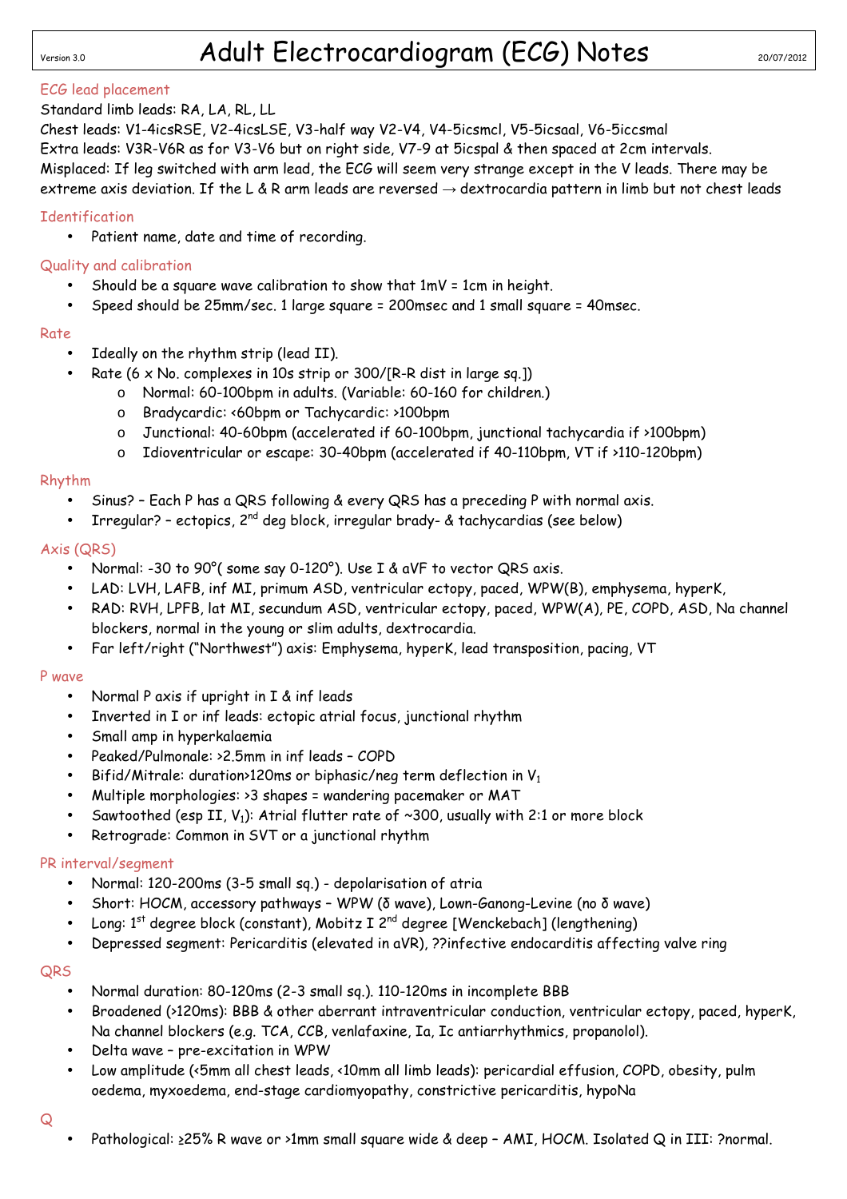Version 3.0

# Adult Electrocardiogram (ECG) Notes

20/07/2012

## ECG lead placement

Standard limb leads: RA, LA, RL, LL

Chest leads: V1-4icsRSE, V2-4icsLSE, V3-half way V2-V4, V4-5icsmcl, V5-5icsaal, V6-5iccsmal

Extra leads: V3R-V6R as for V3-V6 but on right side, V7-9 at 5icspal & then spaced at 2cm intervals.

Misplaced: If leg switched with arm lead, the ECG will seem very strange except in the V leads. There may be extreme axis deviation. If the L & R arm leads are reversed → dextrocardia pattern in limb but not chest leads

## Identification

- Patient name, date and time of recording.

## Quality and calibration

- Should be a square wave calibration to show that 1mV = 1cm in height.
- Speed should be 25mm/sec. 1 large square = 200msec and 1 small square = 40msec.

## Rate

- Ideally on the rhythm strip (lead II).
- Rate (6 x No. complexes in 10s strip or 300/[R-R dist in large sq.])
    - Normal: 60-100bpm in adults. (Variable: 60-160 for children.)
    - Bradycardic: <60bpm or Tachycardic: >100bpm
    - Junctional: 40-60bpm (accelerated if 60-100bpm, junctional tachycardia if >100bpm)
    - Idioventricular or escape: 30-40bpm (accelerated if 40-110bpm, VT if >110-120bpm)

## Rhythm

- Sinus? – Each P has a QRS following & every QRS has a preceding P with normal axis.
- Irregular? – ectopics, 2nd deg block, irregular brady- & tachycardias (see below)

## Axis (QRS)

- Normal: -30 to 90°( some say 0-120°). Use I & aVF to vector QRS axis.
- LAD: LVH, LAFB, inf MI, primum ASD, ventricular ectopy, paced, WPW(B), emphysema, hyperK,
- RAD: RVH, LPFB, lat MI, secundum ASD, ventricular ectopy, paced, WPW(A), PE, COPD, ASD, Na channel blockers, normal in the young or slim adults, dextrocardia.
- Far left/right ("Northwest") axis: Emphysema, hyperK, lead transposition, pacing, VT

## P wave

- Normal P axis if upright in I & inf leads
- Inverted in I or inf leads: ectopic atrial focus, junctional rhythm
- Small amp in hyperkalaemia
- Peaked/Pulmonale: >2.5mm in inf leads – COPD
- Bifid/Mitrale: duration>120ms or biphasic/neg term deflection in $V_1$
- Multiple morphologies: >3 shapes = wandering pacemaker or MAT
- Sawtoothed (esp II, $V_1$): Atrial flutter rate of ~300, usually with 2:1 or more block
- Retrograde: Common in SVT or a junctional rhythm

## PR interval/segment

- Normal: 120-200ms (3-5 small sq.) - depolarisation of atria
- Short: HOCM, accessory pathways – WPW (δ wave), Lown-Ganong-Levine (no δ wave)
- Long: 1st degree block (constant), Mobitz I 2nd degree [Wenckebach] (lengthening)
- Depressed segment: Pericarditis (elevated in aVR), ??infective endocarditis affecting valve ring

## QRS

- Normal duration: 80-120ms (2-3 small sq.). 110-120ms in incomplete BBB
- Broadened (>120ms): BBB & other aberrant intraventricular conduction, ventricular ectopy, paced, hyperK, Na channel blockers (e.g. TCA, CCB, venlafaxine, Ia, Ic antiarrhythmics, propanolol).
- Delta wave – pre-excitation in WPW
- Low amplitude (<5mm all chest leads, <10mm all limb leads): pericardial effusion, COPD, obesity, pulm oedema, myxoedema, end-stage cardiomyopathy, constrictive pericarditis, hypoNa

## Q

- Pathological: ≥25% R wave or >1mm small square wide & deep – AMI, HOCM. Isolated Q in III: ?normal.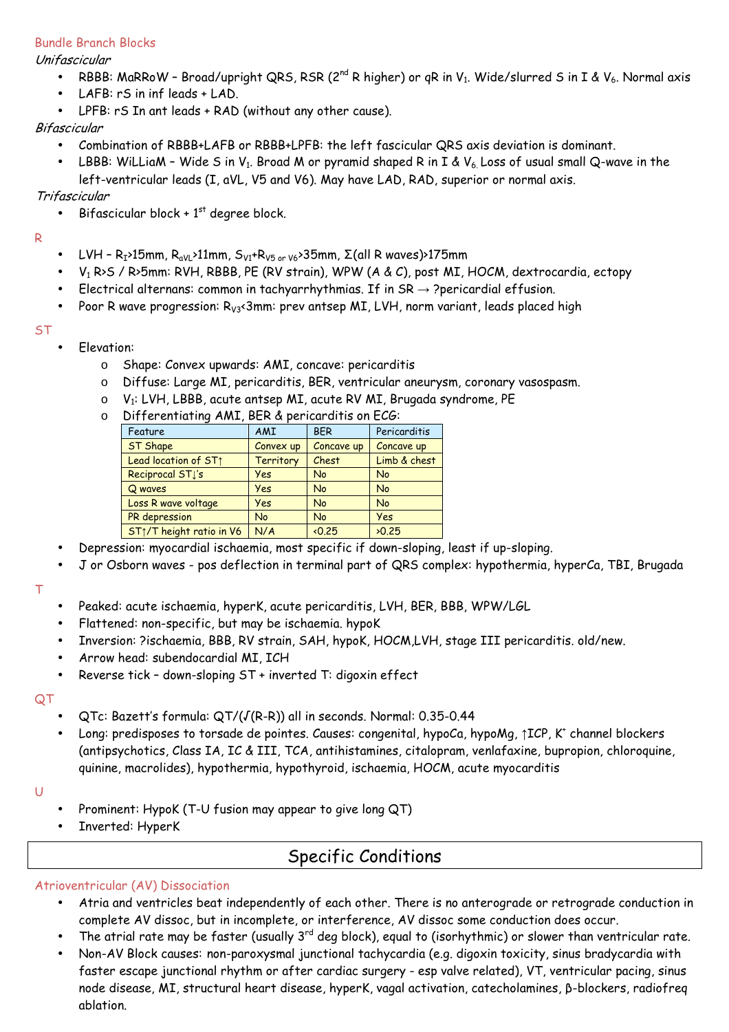## Bundle Branch Blocks

*Unifascicular*

- RBBB: MaRRoW – Broad/upright QRS, RSR (2nd R higher) or qR in $V_1$. Wide/slurred S in I & $V_6$. Normal axis
- LAFB: rS in inf leads + LAD.
- LPFB: rS In ant leads + RAD (without any other cause).

*Bifascicular*

- Combination of RBBB+LAFB or RBBB+LPFB: the left fascicular QRS axis deviation is dominant.
- LBBB: WiLLiaM – Wide S in $V_1$. Broad M or pyramid shaped R in I & $V_6$. Loss of usual small Q-wave in the left-ventricular leads (I, aVL, V5 and V6). May have LAD, RAD, superior or normal axis.

*Trifascicular*

- Bifascicular block + 1st degree block.

## R

- LVH – $R_I$>15mm, $R_{aVL}$>11mm, $S_{V1}$+$R_{V5\ or\ V6}$>35mm, Σ(all R waves)>175mm
- $V_1$ R>S / R>5mm: RVH, RBBB, PE (RV strain), WPW (A & C), post MI, HOCM, dextrocardia, ectopy
- Electrical alternans: common in tachyarrhythmias. If in SR → ?pericardial effusion.
- Poor R wave progression: $R_{V3}$<3mm: prev antsep MI, LVH, norm variant, leads placed high

## ST

- Elevation:
  - Shape: Convex upwards: AMI, concave: pericarditis
  - Diffuse: Large MI, pericarditis, BER, ventricular aneurysm, coronary vasospasm.
  - $V_1$: LVH, LBBB, acute antsep MI, acute RV MI, Brugada syndrome, PE
  - Differentiating AMI, BER & pericarditis on ECG:

| Feature | AMI | BER | Pericarditis |
|---|---|---|---|
| ST Shape | Convex up | Concave up | Concave up |
| Lead location of ST↑ | Territory | Chest | Limb & chest |
| Reciprocal ST↓'s | Yes | No | No |
| Q waves | Yes | No | No |
| Loss R wave voltage | Yes | No | No |
| PR depression | No | No | Yes |
| ST↑/T height ratio in V6 | N/A | <0.25 | >0.25 |

- Depression: myocardial ischaemia, most specific if down-sloping, least if up-sloping.
- J or Osborn waves - pos deflection in terminal part of QRS complex: hypothermia, hyperCa, TBI, Brugada

## T

- Peaked: acute ischaemia, hyperK, acute pericarditis, LVH, BER, BBB, WPW/LGL
- Flattened: non-specific, but may be ischaemia. hypoK
- Inversion: ?ischaemia, BBB, RV strain, SAH, hypoK, HOCM,LVH, stage III pericarditis. old/new.
- Arrow head: subendocardial MI, ICH
- Reverse tick – down-sloping ST + inverted T: digoxin effect

## QT

- QTc: Bazett's formula: QT/(√(R-R)) all in seconds. Normal: 0.35-0.44
- Long: predisposes to torsade de pointes. Causes: congenital, hypoCa, hypoMg, ↑ICP, $K^+$ channel blockers (antipsychotics, Class IA, IC & III, TCA, antihistamines, citalopram, venlafaxine, bupropion, chloroquine, quinine, macrolides), hypothermia, hypothyroid, ischaemia, HOCM, acute myocarditis

## U

- Prominent: HypoK (T-U fusion may appear to give long QT)
- Inverted: HyperK

# Specific Conditions

## Atrioventricular (AV) Dissociation

- Atria and ventricles beat independently of each other. There is no anterograde or retrograde conduction in complete AV dissoc, but in incomplete, or interference, AV dissoc some conduction does occur.
- The atrial rate may be faster (usually 3rd deg block), equal to (isorhythmic) or slower than ventricular rate.
- Non-AV Block causes: non-paroxysmal junctional tachycardia (e.g. digoxin toxicity, sinus bradycardia with faster escape junctional rhythm or after cardiac surgery - esp valve related), VT, ventricular pacing, sinus node disease, MI, structural heart disease, hyperK, vagal activation, catecholamines, β-blockers, radiofreq ablation.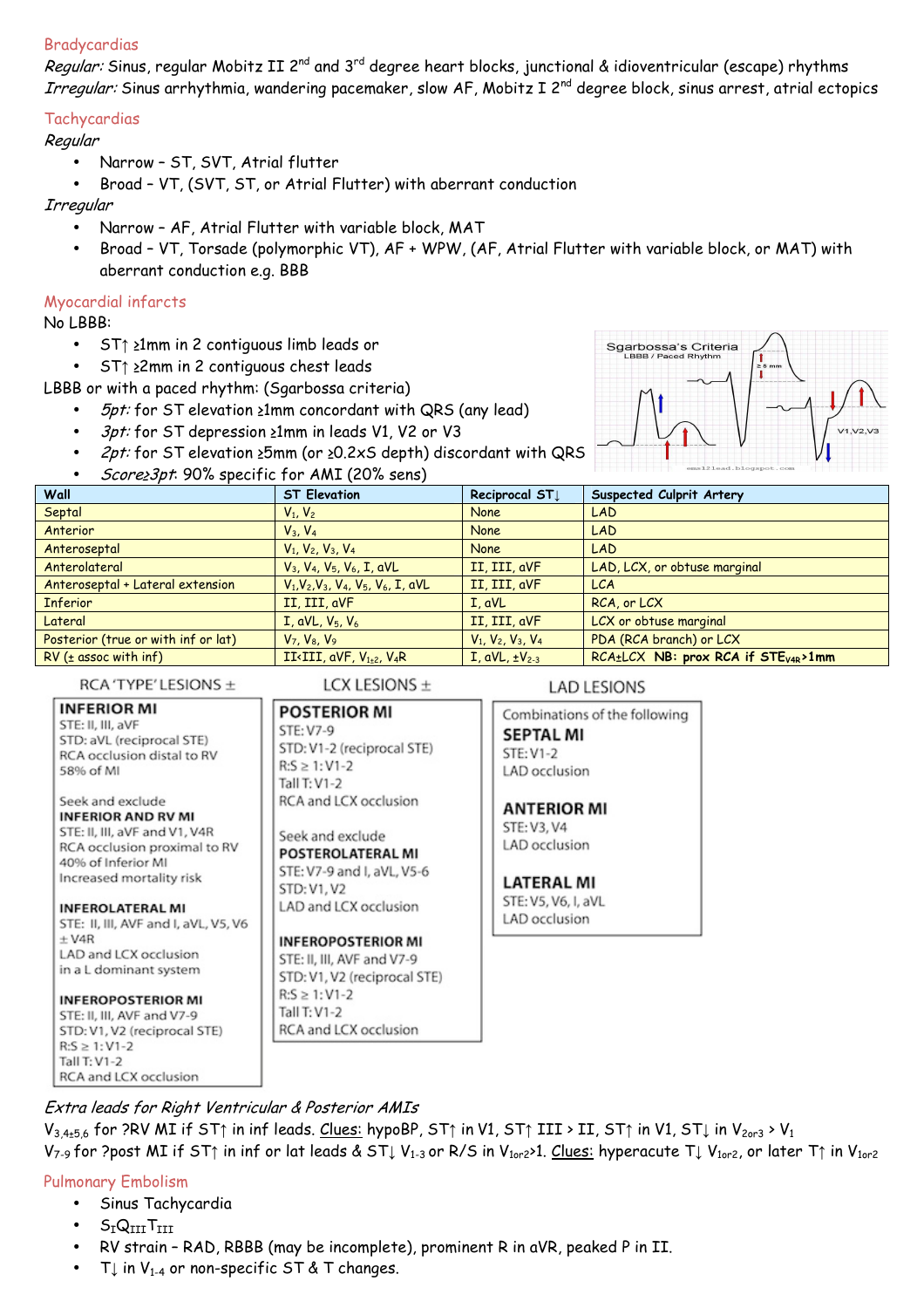## Bradycardias

*Regular:* Sinus, regular Mobitz II 2nd and 3rd degree heart blocks, junctional & idioventricular (escape) rhythms
*Irregular:* Sinus arrhythmia, wandering pacemaker, slow AF, Mobitz I 2nd degree block, sinus arrest, atrial ectopics

## Tachycardias

*Regular*

- Narrow – ST, SVT, Atrial flutter
- Broad – VT, (SVT, ST, or Atrial Flutter) with aberrant conduction

*Irregular*

- Narrow – AF, Atrial Flutter with variable block, MAT
- Broad – VT, Torsade (polymorphic VT), AF + WPW, (AF, Atrial Flutter with variable block, or MAT) with aberrant conduction e.g. BBB

## Myocardial infarcts

No LBBB:

- ST↑ ≥1mm in 2 contiguous limb leads or
- ST↑ ≥2mm in 2 contiguous chest leads

LBBB or with a paced rhythm: (Sgarbossa criteria)

- *5pt:* for ST elevation ≥1mm concordant with QRS (any lead)
- *3pt:* for ST depression ≥1mm in leads V1, V2 or V3
- *2pt:* for ST elevation ≥5mm (or ≥0.2xS depth) discordant with QRS
- *Score≥3pt:* 90% specific for AMI (20% sens)

Sgarbossa's Criteria
LBBB / Paced Rhythm
≥ 5 mm
V1,V2,V3

| Wall | ST Elevation | Reciprocal ST↓ | Suspected Culprit Artery |
|---|---|---|---|
| Septal | $V_1$, $V_2$ | None | LAD |
| Anterior | $V_3$, $V_4$ | None | LAD |
| Anteroseptal | $V_1$, $V_2$, $V_3$, $V_4$ | None | LAD |
| Anterolateral | $V_3$, $V_4$, $V_5$, $V_6$, I, aVL | II, III, aVF | LAD, LCX, or obtuse marginal |
| Anteroseptal + Lateral extension | $V_1$, $V_2$, $V_3$, $V_4$, $V_5$, $V_6$, I, aVL | II, III, aVF | LCA |
| Inferior | II, III, aVF | I, aVL | RCA, or LCX |
| Lateral | I, aVL, $V_5$, $V_6$ | II, III, aVF | LCX or obtuse marginal |
| Posterior (true or with inf or lat) | $V_7$, $V_8$, $V_9$ | $V_1$, $V_2$, $V_3$, $V_4$ | PDA (RCA branch) or LCX |
| RV (± assoc with inf) | II<III, aVF, $V_{1\pm2}$, $V_4R$ | I, aVL, $\pm V_{2\text{-}3}$ | RCA±LCX **NB: prox RCA if $STE_{V4R}$>1mm** |

### RCA 'TYPE' LESIONS ±

**INFERIOR MI**
STE: II, III, aVF
STD: aVL (reciprocal STE)
RCA occlusion distal to RV
58% of MI

Seek and exclude
**INFERIOR AND RV MI**
STE: II, III, aVF and V1, V4R
RCA occlusion proximal to RV
40% of Inferior MI
Increased mortality risk

**INFEROLATERAL MI**
STE: II, III, AVF and I, aVL, V5, V6 ± V4R
LAD and LCX occlusion in a L dominant system

**INFEROPOSTERIOR MI**
STE: II, III, AVF and V7-9
STD: V1, V2 (reciprocal STE)
R:S ≥ 1: V1-2
Tall T: V1-2
RCA and LCX occlusion

### LCX LESIONS ±

**POSTERIOR MI**
STE: V7-9
STD: V1-2 (reciprocal STE)
R:S ≥ 1: V1-2
Tall T: V1-2
RCA and LCX occlusion

Seek and exclude
**POSTEROLATERAL MI**
STE: V7-9 and I, aVL, V5-6
STD: V1, V2
LAD and LCX occlusion

**INFEROPOSTERIOR MI**
STE: II, III, AVF and V7-9
STD: V1, V2 (reciprocal STE)
R:S ≥ 1: V1-2
Tall T: V1-2
RCA and LCX occlusion

### LAD LESIONS

Combinations of the following

**SEPTAL MI**
STE: V1-2
LAD occlusion

**ANTERIOR MI**
STE: V3, V4
LAD occlusion

**LATERAL MI**
STE: V5, V6, I, aVL
LAD occlusion

*Extra leads for Right Ventricular & Posterior AMIs*

$V_{3,4\pm5,6}$ for ?RV MI if ST↑ in inf leads. Clues: hypoBP, ST↑ in V1, ST↑ III > II, ST↑ in V1, ST↓ in $V_{2or3}$ > $V_1$
$V_{7\text{-}9}$ for ?post MI if ST↑ in inf or lat leads & ST↓ $V_{1\text{-}3}$ or R/S in $V_{1or2}$>1. Clues: hyperacute T↓ $V_{1or2}$, or later T↑ in $V_{1or2}$

## Pulmonary Embolism

- Sinus Tachycardia
- $S_I Q_{III} T_{III}$
- RV strain – RAD, RBBB (may be incomplete), prominent R in aVR, peaked P in II.
- T↓ in $V_{1\text{-}4}$ or non-specific ST & T changes.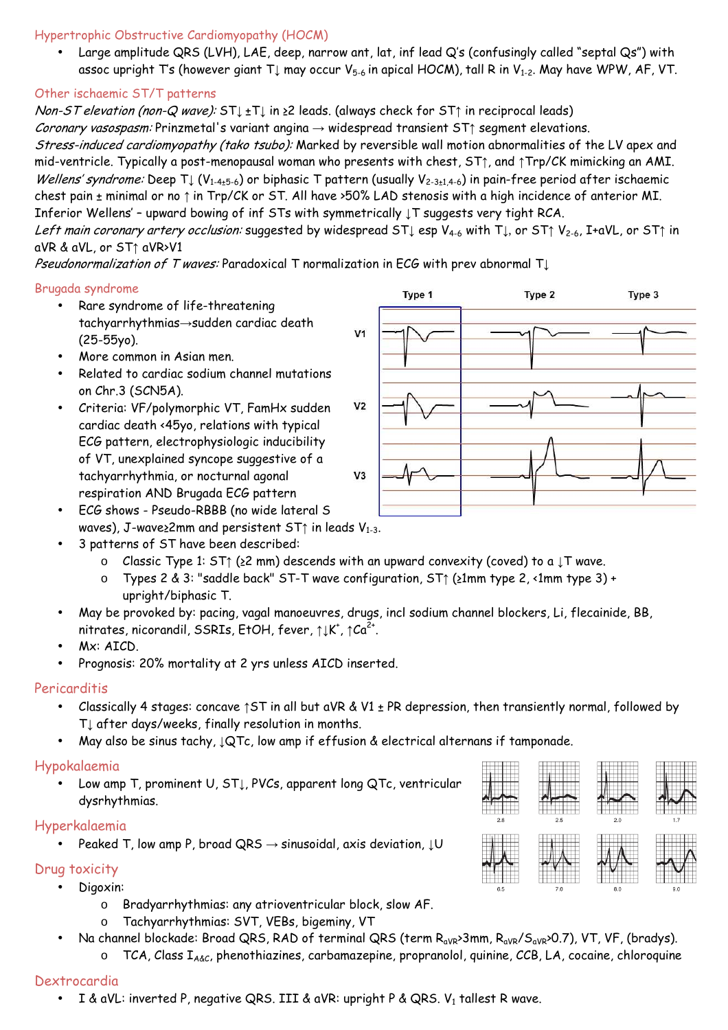## Hypertrophic Obstructive Cardiomyopathy (HOCM)

- Large amplitude QRS (LVH), LAE, deep, narrow ant, lat, inf lead Q's (confusingly called "septal Qs") with assoc upright T's (however giant T↓ may occur $V_{5\text{-}6}$ in apical HOCM), tall R in $V_{1\text{-}2}$. May have WPW, AF, VT.

## Other ischaemic ST/T patterns

*Non-ST elevation (non-Q wave):* ST↓ ±T↓ in ≥2 leads. (always check for ST↑ in reciprocal leads)
*Coronary vasospasm:* Prinzmetal's variant angina → widespread transient ST↑ segment elevations.
*Stress-induced cardiomyopathy (tako tsubo):* Marked by reversible wall motion abnormalities of the LV apex and mid-ventricle. Typically a post-menopausal woman who presents with chest, ST↑, and ↑Trp/CK mimicking an AMI.
*Wellens' syndrome:* Deep T↓ ($V_{1\text{-}4\pm5\text{-}6}$) or biphasic T pattern (usually $V_{2\text{-}3\pm1,4\text{-}6}$) in pain-free period after ischaemic chest pain ± minimal or no ↑ in Trp/CK or ST. All have >50% LAD stenosis with a high incidence of anterior MI.
Inferior Wellens' – upward bowing of inf STs with symmetrically ↓T suggests very tight RCA.
*Left main coronary artery occlusion:* suggested by widespread ST↓ esp $V_{4\text{-}6}$ with T↓, or ST↑ $V_{2\text{-}6}$, I+aVL, or ST↑ in aVR & aVL, or ST↑ aVR>V1
*Pseudonormalization of T waves:* Paradoxical T normalization in ECG with prev abnormal T↓

## Brugada syndrome

- Rare syndrome of life-threatening tachyarrhythmias→sudden cardiac death (25-55yo).
- More common in Asian men.
- Related to cardiac sodium channel mutations on Chr.3 (SCN5A).
- Criteria: VF/polymorphic VT, FamHx sudden cardiac death <45yo, relations with typical ECG pattern, electrophysiologic inducibility of VT, unexplained syncope suggestive of a tachyarrhythmia, or nocturnal agonal respiration AND Brugada ECG pattern
- ECG shows - Pseudo-RBBB (no wide lateral S waves), J-wave≥2mm and persistent ST↑ in leads $V_{1\text{-}3}$.
- 3 patterns of ST have been described:
  - Classic Type 1: ST↑ (≥2 mm) descends with an upward convexity (coved) to a ↓T wave.
  - Types 2 & 3: "saddle back" ST-T wave configuration, ST↑ (≥1mm type 2, <1mm type 3) + upright/biphasic T.
- May be provoked by: pacing, vagal manoeuvres, drugs, incl sodium channel blockers, Li, flecainide, BB, nitrates, nicorandil, SSRIs, EtOH, fever, ↑↓$K^+$, ↑$Ca^{2+}$.
- Mx: AICD.
- Prognosis: 20% mortality at 2 yrs unless AICD inserted.

Type 1 | Type 2 | Type 3
V1
V2
V3

## Pericarditis

- Classically 4 stages: concave ↑ST in all but aVR & V1 ± PR depression, then transiently normal, followed by T↓ after days/weeks, finally resolution in months.
- May also be sinus tachy, ↓QTc, low amp if effusion & electrical alternans if tamponade.

## Hypokalaemia

- Low amp T, prominent U, ST↓, PVCs, apparent long QTc, ventricular dysrhythmias.

2.8 | 2.5 | 2.0 | 1.7

## Hyperkalaemia

- Peaked T, low amp P, broad QRS → sinusoidal, axis deviation, ↓U

6.5 | 7.0 | 8.0 | 9.0

## Drug toxicity

- Digoxin:
  - Bradyarrhythmias: any atrioventricular block, slow AF.
  - Tachyarrhythmias: SVT, VEBs, bigeminy, VT
- Na channel blockade: Broad QRS, RAD of terminal QRS (term $R_{aVR}$>3mm, $R_{aVR}/S_{aVR}$>0.7), VT, VF, (bradys).
  - TCA, Class $I_{A\&C}$, phenothiazines, carbamazepine, propranolol, quinine, CCB, LA, cocaine, chloroquine

## Dextrocardia

- I & aVL: inverted P, negative QRS. III & aVR: upright P & QRS. $V_1$ tallest R wave.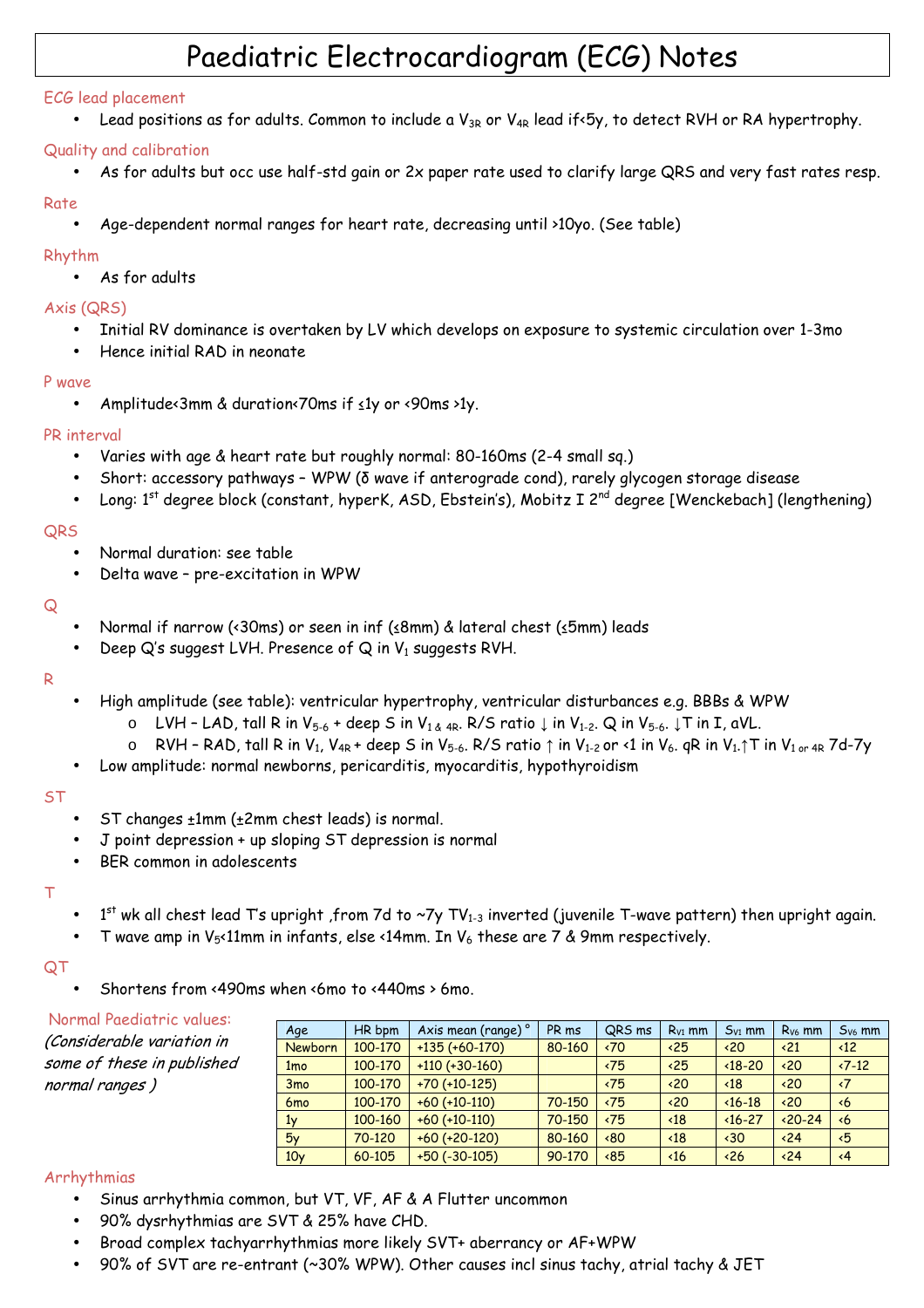# Paediatric Electrocardiogram (ECG) Notes

## ECG lead placement

- Lead positions as for adults. Common to include a $V_{3R}$ or $V_{4R}$ lead if<5y, to detect RVH or RA hypertrophy.

## Quality and calibration

- As for adults but occ use half-std gain or 2x paper rate used to clarify large QRS and very fast rates resp.

## Rate

- Age-dependent normal ranges for heart rate, decreasing until >10yo. (See table)

## Rhythm

- As for adults

## Axis (QRS)

- Initial RV dominance is overtaken by LV which develops on exposure to systemic circulation over 1-3mo
- Hence initial RAD in neonate

## P wave

- Amplitude<3mm & duration<70ms if ≤1y or <90ms >1y.

## PR interval

- Varies with age & heart rate but roughly normal: 80-160ms (2-4 small sq.)
- Short: accessory pathways – WPW (δ wave if anterograde cond), rarely glycogen storage disease
- Long: 1st degree block (constant, hyperK, ASD, Ebstein's), Mobitz I 2nd degree [Wenckebach] (lengthening)

## QRS

- Normal duration: see table
- Delta wave – pre-excitation in WPW

## Q

- Normal if narrow (<30ms) or seen in inf (≤8mm) & lateral chest (≤5mm) leads
- Deep Q's suggest LVH. Presence of Q in $V_1$ suggests RVH.

## R

- High amplitude (see table): ventricular hypertrophy, ventricular disturbances e.g. BBBs & WPW
  - LVH – LAD, tall R in $V_{5\text{-}6}$ + deep S in $V_{1\ \&\ 4R}$. R/S ratio ↓ in $V_{1\text{-}2}$. Q in $V_{5\text{-}6}$. ↓T in I, aVL.
  - RVH – RAD, tall R in $V_1$, $V_{4R}$ + deep S in $V_{5\text{-}6}$. R/S ratio ↑ in $V_{1\text{-}2}$ or <1 in $V_6$. qR in $V_1$.↑T in $V_{1\text{ or }4R}$ 7d-7y
- Low amplitude: normal newborns, pericarditis, myocarditis, hypothyroidism

## ST

- ST changes ±1mm (±2mm chest leads) is normal.
- J point depression + up sloping ST depression is normal
- BER common in adolescents

## T

- 1st wk all chest lead T's upright ,from 7d to ~7y $TV_{1\text{-}3}$ inverted (juvenile T-wave pattern) then upright again.
- T wave amp in $V_5$<11mm in infants, else <14mm. In $V_6$ these are 7 & 9mm respectively.

## QT

- Shortens from <490ms when <6mo to <440ms > 6mo.

## Normal Paediatric values:

*(Considerable variation in some of these in published normal ranges )*

| Age | HR bpm | Axis mean (range) ° | PR ms | QRS ms | $R_{V1}$ mm | $S_{V1}$ mm | $R_{V6}$ mm | $S_{V6}$ mm |
|---|---|---|---|---|---|---|---|---|
| Newborn | 100-170 | +135 (+60-170) | 80-160 | <70 | <25 | <20 | <21 | <12 |
| 1mo | 100-170 | +110 (+30-160) | | <75 | <25 | <18-20 | <20 | <7-12 |
| 3mo | 100-170 | +70 (+10-125) | | <75 | <20 | <18 | <20 | <7 |
| 6mo | 100-170 | +60 (+10-110) | 70-150 | <75 | <20 | <16-18 | <20 | <6 |
| 1y | 100-160 | +60 (+10-110) | 70-150 | <75 | <18 | <16-27 | <20-24 | <6 |
| 5y | 70-120 | +60 (+20-120) | 80-160 | <80 | <18 | <30 | <24 | <5 |
| 10y | 60-105 | +50 (-30-105) | 90-170 | <85 | <16 | <26 | <24 | <4 |

## Arrhythmias

- Sinus arrhythmia common, but VT, VF, AF & A Flutter uncommon
- 90% dysrhythmias are SVT & 25% have CHD.
- Broad complex tachyarrhythmias more likely SVT+ aberrancy or AF+WPW
- 90% of SVT are re-entrant (~30% WPW). Other causes incl sinus tachy, atrial tachy & JET